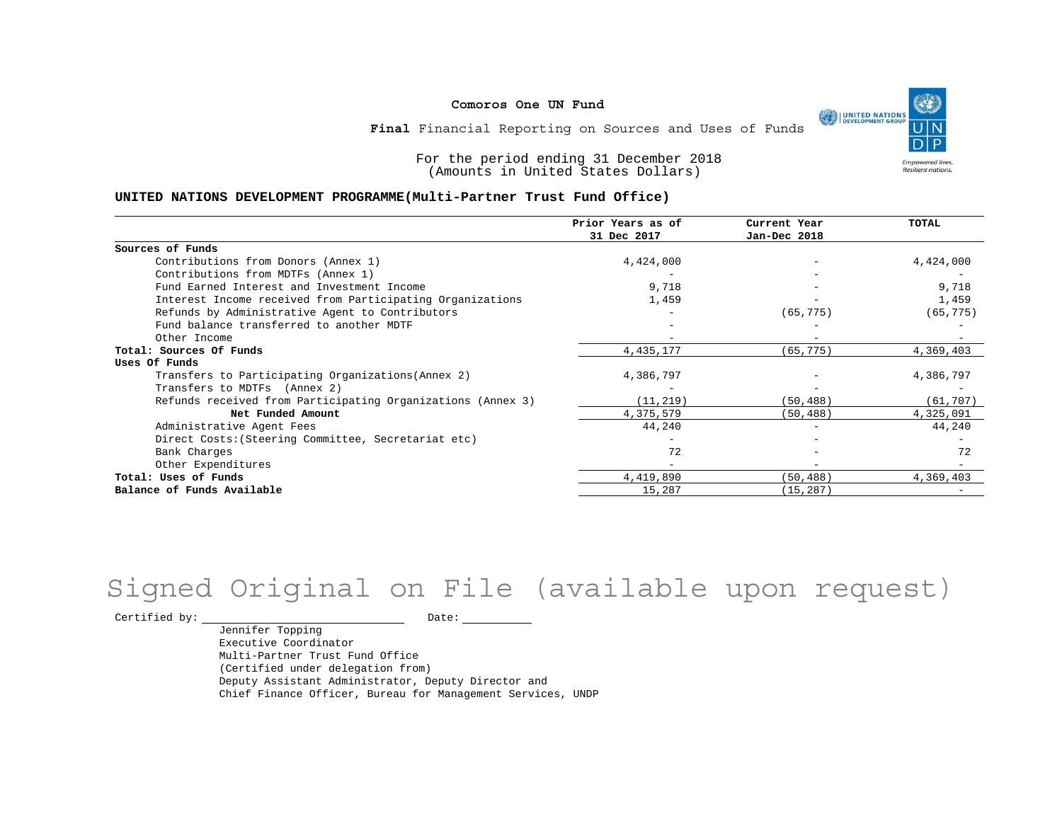**Comoros One UN Fund**

**Final** Financial Reporting on Sources and Uses of Funds

For the period ending 31 December 2018
(Amounts in United States Dollars)

**UNITED NATIONS DEVELOPMENT PROGRAMME(Multi-Partner Trust Fund Office)**

| | Prior Years as of 31 Dec 2017 | Current Year Jan-Dec 2018 | TOTAL |
|---|---|---|---|
| **Sources of Funds** | | | |
| Contributions from Donors (Annex 1) | 4,424,000 | - | 4,424,000 |
| Contributions from MDTFs (Annex 1) | - | - | - |
| Fund Earned Interest and Investment Income | 9,718 | - | 9,718 |
| Interest Income received from Participating Organizations | 1,459 | - | 1,459 |
| Refunds by Administrative Agent to Contributors | - | (65,775) | (65,775) |
| Fund balance transferred to another MDTF | - | - | - |
| Other Income | - | - | - |
| **Total: Sources Of Funds** | 4,435,177 | (65,775) | 4,369,403 |
| **Uses Of Funds** | | | |
| Transfers to Participating Organizations(Annex 2) | 4,386,797 | - | 4,386,797 |
| Transfers to MDTFs (Annex 2) | - | - | - |
| Refunds received from Participating Organizations (Annex 3) | (11,219) | (50,488) | (61,707) |
| **Net Funded Amount** | 4,375,579 | (50,488) | 4,325,091 |
| Administrative Agent Fees | 44,240 | - | 44,240 |
| Direct Costs:(Steering Committee, Secretariat etc) | - | - | - |
| Bank Charges | 72 | - | 72 |
| Other Expenditures | - | - | - |
| **Total: Uses of Funds** | 4,419,890 | (50,488) | 4,369,403 |
| **Balance of Funds Available** | 15,287 | (15,287) | - |

Signed Original on File (available upon request)

Certified by: ______________________ Date: __________

Jennifer Topping
Executive Coordinator
Multi-Partner Trust Fund Office
(Certified under delegation from)
Deputy Assistant Administrator, Deputy Director and
Chief Finance Officer, Bureau for Management Services, UNDP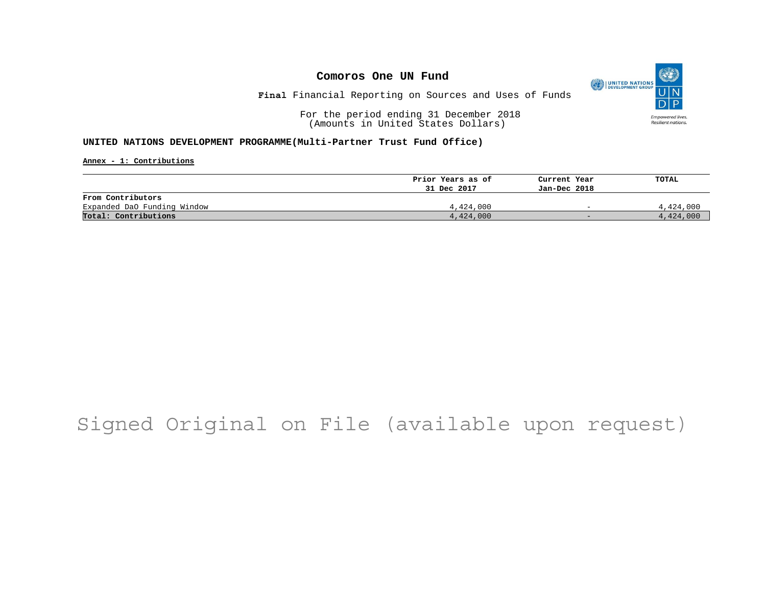# Comoros One UN Fund

**Final** Financial Reporting on Sources and Uses of Funds

For the period ending 31 December 2018
(Amounts in United States Dollars)

**UNITED NATIONS DEVELOPMENT PROGRAMME(Multi-Partner Trust Fund Office)**

**Annex - 1: Contributions**

| | Prior Years as of 31 Dec 2017 | Current Year Jan-Dec 2018 | TOTAL |
|---|---|---|---|
| **From Contributors** | | | |
| Expanded DaO Funding Window | 4,424,000 | - | 4,424,000 |
| **Total: Contributions** | 4,424,000 | - | 4,424,000 |

Signed Original on File (available upon request)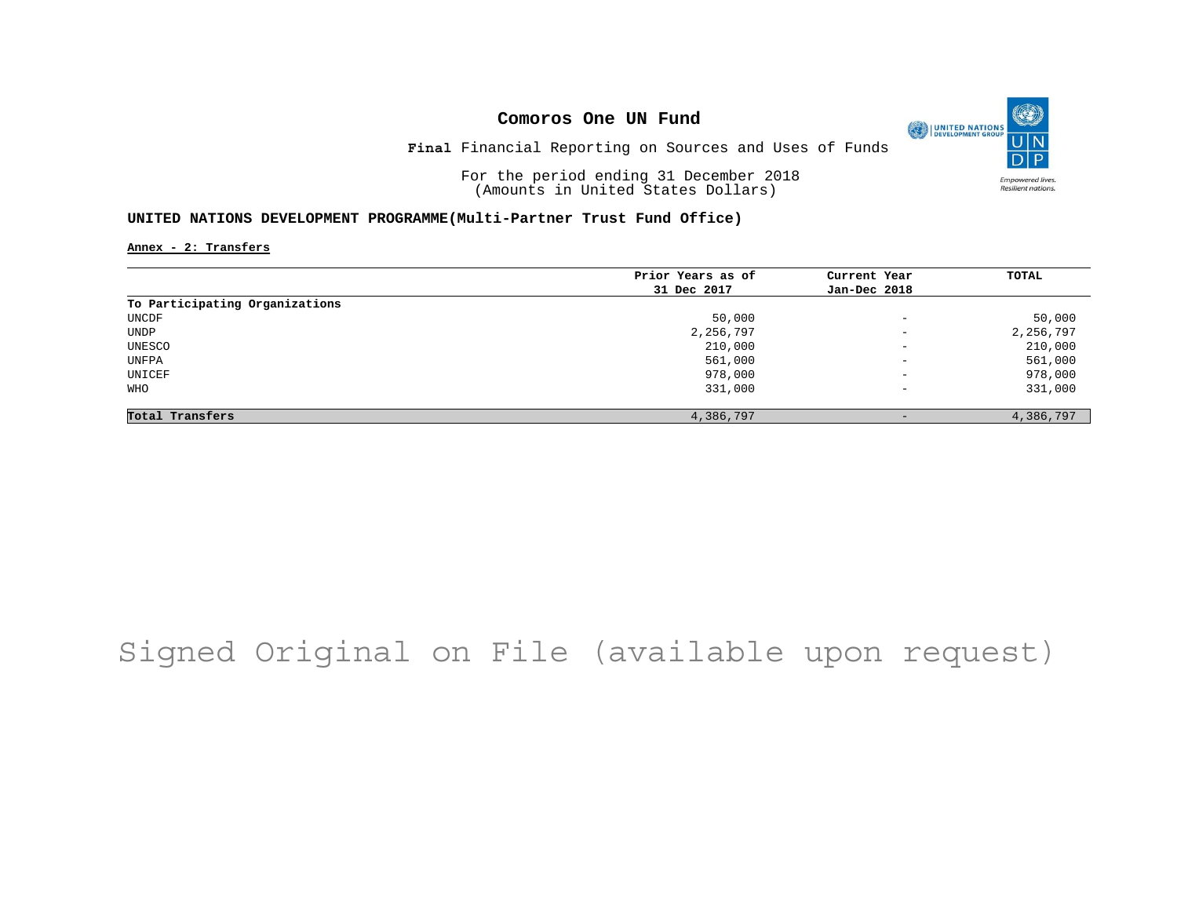# Comoros One UN Fund

**Final** Financial Reporting on Sources and Uses of Funds

For the period ending 31 December 2018
(Amounts in United States Dollars)

## UNITED NATIONS DEVELOPMENT PROGRAMME(Multi-Partner Trust Fund Office)

**Annex - 2: Transfers**

| | Prior Years as of 31 Dec 2017 | Current Year Jan-Dec 2018 | TOTAL |
|---|---|---|---|
| **To Participating Organizations** | | | |
| UNCDF | 50,000 | - | 50,000 |
| UNDP | 2,256,797 | - | 2,256,797 |
| UNESCO | 210,000 | - | 210,000 |
| UNFPA | 561,000 | - | 561,000 |
| UNICEF | 978,000 | - | 978,000 |
| WHO | 331,000 | - | 331,000 |
| **Total Transfers** | 4,386,797 | - | 4,386,797 |

Signed Original on File (available upon request)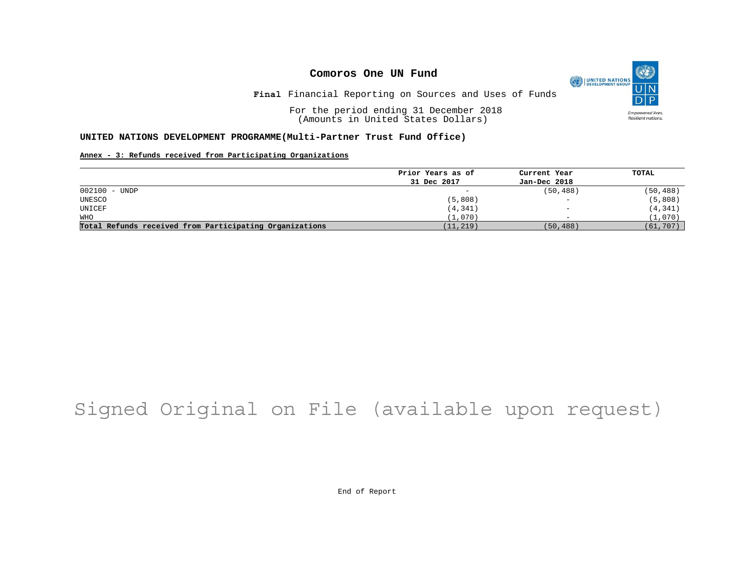# Comoros One UN Fund

**Final** Financial Reporting on Sources and Uses of Funds

For the period ending 31 December 2018
(Amounts in United States Dollars)

**UNITED NATIONS DEVELOPMENT PROGRAMME(Multi-Partner Trust Fund Office)**

**Annex - 3: Refunds received from Participating Organizations**

| | Prior Years as of 31 Dec 2017 | Current Year Jan-Dec 2018 | TOTAL |
|---|---|---|---|
| 002100 - UNDP | - | (50,488) | (50,488) |
| UNESCO | (5,808) | - | (5,808) |
| UNICEF | (4,341) | - | (4,341) |
| WHO | (1,070) | - | (1,070) |
| **Total Refunds received from Participating Organizations** | (11,219) | (50,488) | (61,707) |

Signed Original on File (available upon request)

End of Report